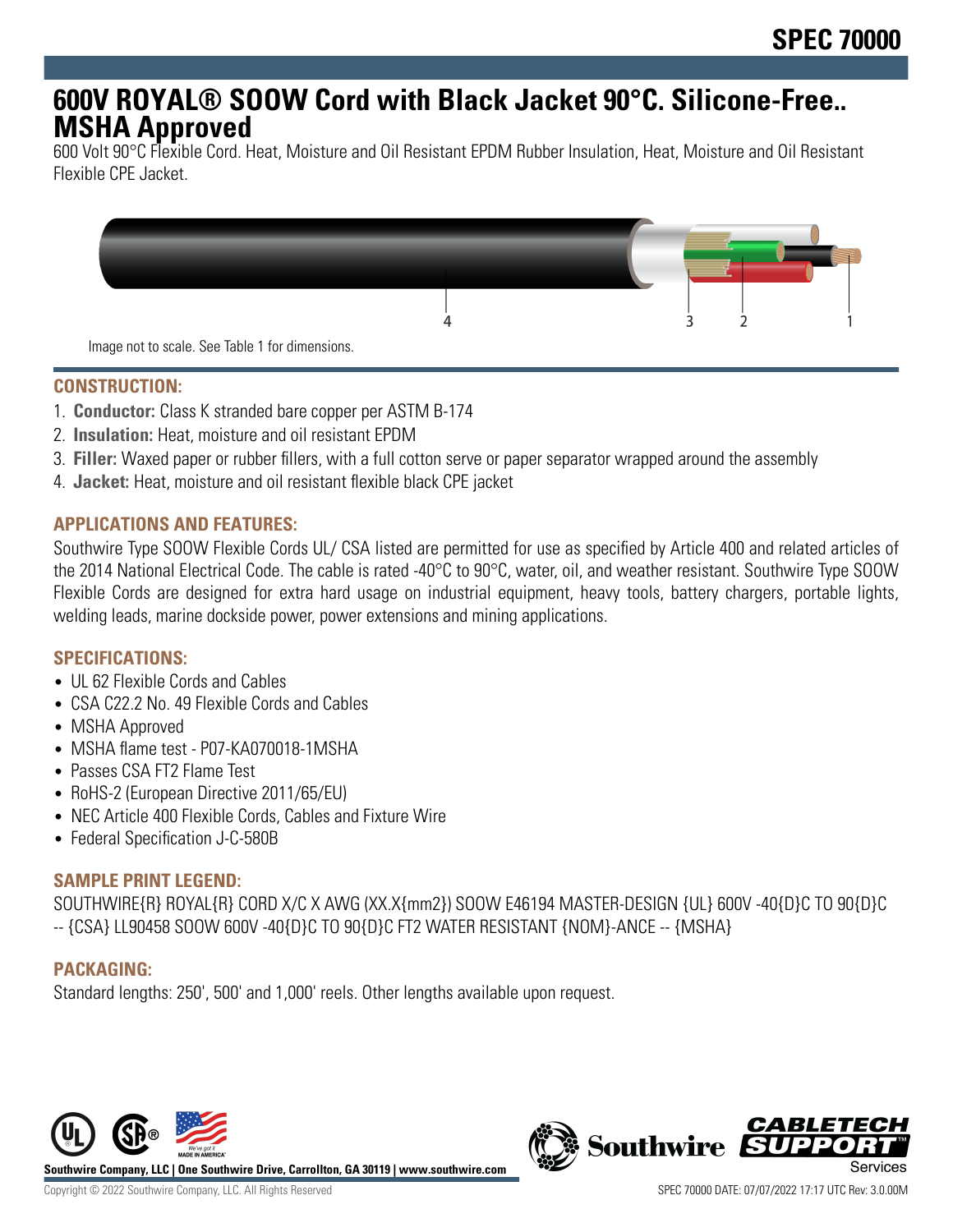# 600V ROYAL® SOOW Cord with Black Jacket 90°C. Silicone-Free.. MSHA Approved

600 Volt 90°C Flexible Cord. Heat, Moisture and Oil Resistant EPDM Rubber Insulation, Heat, Moisture and Oil Resistant Flexible CPE Jacket.

Image not to scale. See Table 1 for dimensions.

## CONSTRUCTION:

1. **Conductor:** Class K stranded bare copper per ASTM B-174
2. **Insulation:** Heat, moisture and oil resistant EPDM
3. **Filler:** Waxed paper or rubber fillers, with a full cotton serve or paper separator wrapped around the assembly
4. **Jacket:** Heat, moisture and oil resistant flexible black CPE jacket

## APPLICATIONS AND FEATURES:

Southwire Type SOOW Flexible Cords UL/ CSA listed are permitted for use as specified by Article 400 and related articles of the 2014 National Electrical Code. The cable is rated -40°C to 90°C, water, oil, and weather resistant. Southwire Type SOOW Flexible Cords are designed for extra hard usage on industrial equipment, heavy tools, battery chargers, portable lights, welding leads, marine dockside power, power extensions and mining applications.

## SPECIFICATIONS:

- UL 62 Flexible Cords and Cables
- CSA C22.2 No. 49 Flexible Cords and Cables
- MSHA Approved
- MSHA flame test - P07-KA070018-1MSHA
- Passes CSA FT2 Flame Test
- RoHS-2 (European Directive 2011/65/EU)
- NEC Article 400 Flexible Cords, Cables and Fixture Wire
- Federal Specification J-C-580B

## SAMPLE PRINT LEGEND:

SOUTHWIRE{R} ROYAL{R} CORD X/C X AWG (XX.X{mm2}) SOOW E46194 MASTER-DESIGN {UL} 600V -40{D}C TO 90{D}C -- {CSA} LL90458 SOOW 600V -40{D}C TO 90{D}C FT2 WATER RESISTANT {NOM}-ANCE -- {MSHA}

## PACKAGING:

Standard lengths: 250', 500' and 1,000' reels. Other lengths available upon request.

Southwire Company, LLC | One Southwire Drive, Carrollton, GA 30119 | www.southwire.com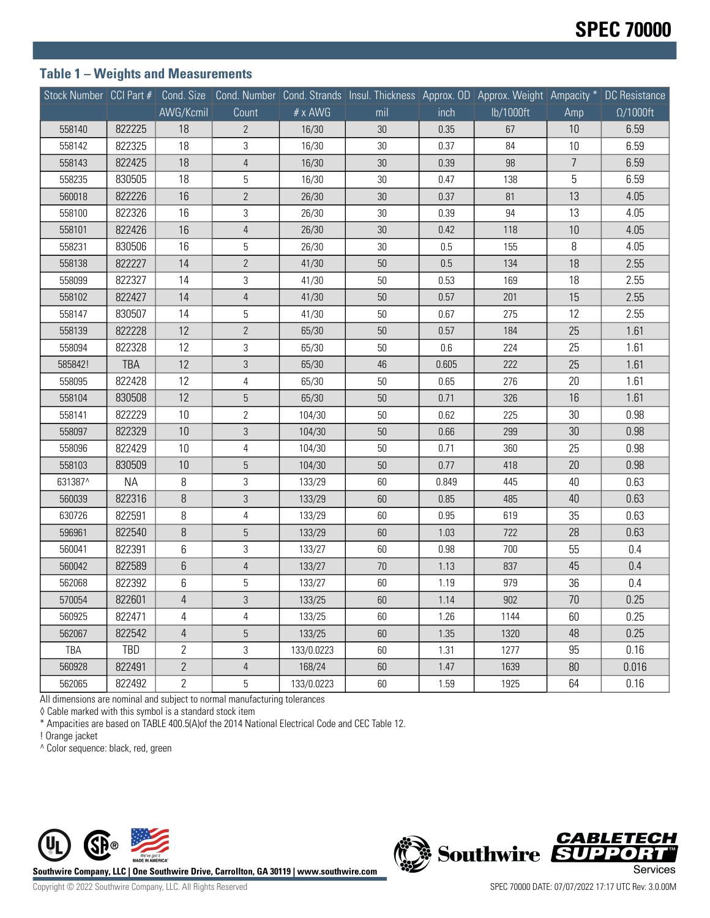## Table 1 – Weights and Measurements

| Stock Number | CCI Part # | Cond. Size | Cond. Number | Cond. Strands | Insul. Thickness | Approx. OD | Approx. Weight | Ampacity * | DC Resistance |
|---|---|---|---|---|---|---|---|---|---|
| | | AWG/Kcmil | Count | # x AWG | mil | inch | lb/1000ft | Amp | Ω/1000ft |
| 558140 | 822225 | 18 | 2 | 16/30 | 30 | 0.35 | 67 | 10 | 6.59 |
| 558142 | 822325 | 18 | 3 | 16/30 | 30 | 0.37 | 84 | 10 | 6.59 |
| 558143 | 822425 | 18 | 4 | 16/30 | 30 | 0.39 | 98 | 7 | 6.59 |
| 558235 | 830505 | 18 | 5 | 16/30 | 30 | 0.47 | 138 | 5 | 6.59 |
| 560018 | 822226 | 16 | 2 | 26/30 | 30 | 0.37 | 81 | 13 | 4.05 |
| 558100 | 822326 | 16 | 3 | 26/30 | 30 | 0.39 | 94 | 13 | 4.05 |
| 558101 | 822426 | 16 | 4 | 26/30 | 30 | 0.42 | 118 | 10 | 4.05 |
| 558231 | 830506 | 16 | 5 | 26/30 | 30 | 0.5 | 155 | 8 | 4.05 |
| 558138 | 822227 | 14 | 2 | 41/30 | 50 | 0.5 | 134 | 18 | 2.55 |
| 558099 | 822327 | 14 | 3 | 41/30 | 50 | 0.53 | 169 | 18 | 2.55 |
| 558102 | 822427 | 14 | 4 | 41/30 | 50 | 0.57 | 201 | 15 | 2.55 |
| 558147 | 830507 | 14 | 5 | 41/30 | 50 | 0.67 | 275 | 12 | 2.55 |
| 558139 | 822228 | 12 | 2 | 65/30 | 50 | 0.57 | 184 | 25 | 1.61 |
| 558094 | 822328 | 12 | 3 | 65/30 | 50 | 0.6 | 224 | 25 | 1.61 |
| 585842! | TBA | 12 | 3 | 65/30 | 46 | 0.605 | 222 | 25 | 1.61 |
| 558095 | 822428 | 12 | 4 | 65/30 | 50 | 0.65 | 276 | 20 | 1.61 |
| 558104 | 830508 | 12 | 5 | 65/30 | 50 | 0.71 | 326 | 16 | 1.61 |
| 558141 | 822229 | 10 | 2 | 104/30 | 50 | 0.62 | 225 | 30 | 0.98 |
| 558097 | 822329 | 10 | 3 | 104/30 | 50 | 0.66 | 299 | 30 | 0.98 |
| 558096 | 822429 | 10 | 4 | 104/30 | 50 | 0.71 | 360 | 25 | 0.98 |
| 558103 | 830509 | 10 | 5 | 104/30 | 50 | 0.77 | 418 | 20 | 0.98 |
| 631387^ | NA | 8 | 3 | 133/29 | 60 | 0.849 | 445 | 40 | 0.63 |
| 560039 | 822316 | 8 | 3 | 133/29 | 60 | 0.85 | 485 | 40 | 0.63 |
| 630726 | 822591 | 8 | 4 | 133/29 | 60 | 0.95 | 619 | 35 | 0.63 |
| 596961 | 822540 | 8 | 5 | 133/29 | 60 | 1.03 | 722 | 28 | 0.63 |
| 560041 | 822391 | 6 | 3 | 133/27 | 60 | 0.98 | 700 | 55 | 0.4 |
| 560042 | 822589 | 6 | 4 | 133/27 | 70 | 1.13 | 837 | 45 | 0.4 |
| 562068 | 822392 | 6 | 5 | 133/27 | 60 | 1.19 | 979 | 36 | 0.4 |
| 570054 | 822601 | 4 | 3 | 133/25 | 60 | 1.14 | 902 | 70 | 0.25 |
| 560925 | 822471 | 4 | 4 | 133/25 | 60 | 1.26 | 1144 | 60 | 0.25 |
| 562067 | 822542 | 4 | 5 | 133/25 | 60 | 1.35 | 1320 | 48 | 0.25 |
| TBA | TBD | 2 | 3 | 133/0.0223 | 60 | 1.31 | 1277 | 95 | 0.16 |
| 560928 | 822491 | 2 | 4 | 168/24 | 60 | 1.47 | 1639 | 80 | 0.016 |
| 562065 | 822492 | 2 | 5 | 133/0.0223 | 60 | 1.59 | 1925 | 64 | 0.16 |

All dimensions are nominal and subject to normal manufacturing tolerances

◊ Cable marked with this symbol is a standard stock item

* Ampacities are based on TABLE 400.5(A)of the 2014 National Electrical Code and CEC Table 12.

! Orange jacket

^ Color sequence: black, red, green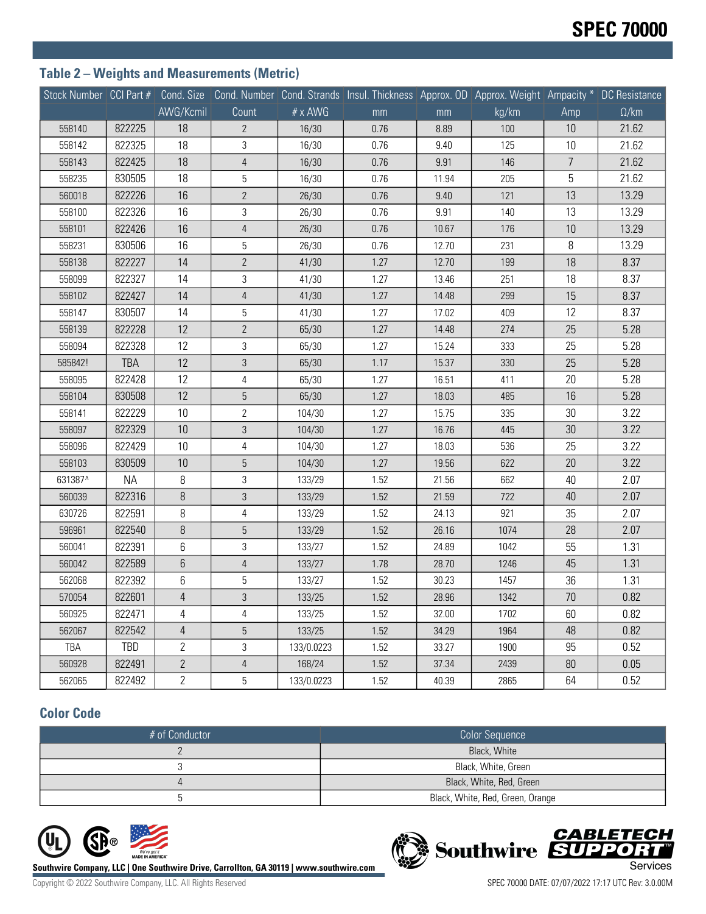# SPEC 70000

## Table 2 – Weights and Measurements (Metric)

| Stock Number | CCI Part # | Cond. Size | Cond. Number | Cond. Strands | Insul. Thickness | Approx. OD | Approx. Weight | Ampacity * | DC Resistance |
|---|---|---|---|---|---|---|---|---|---|
| | | AWG/Kcmil | Count | # x AWG | mm | mm | kg/km | Amp | Ω/km |
| 558140 | 822225 | 18 | 2 | 16/30 | 0.76 | 8.89 | 100 | 10 | 21.62 |
| 558142 | 822325 | 18 | 3 | 16/30 | 0.76 | 9.40 | 125 | 10 | 21.62 |
| 558143 | 822425 | 18 | 4 | 16/30 | 0.76 | 9.91 | 146 | 7 | 21.62 |
| 558235 | 830505 | 18 | 5 | 16/30 | 0.76 | 11.94 | 205 | 5 | 21.62 |
| 560018 | 822226 | 16 | 2 | 26/30 | 0.76 | 9.40 | 121 | 13 | 13.29 |
| 558100 | 822326 | 16 | 3 | 26/30 | 0.76 | 9.91 | 140 | 13 | 13.29 |
| 558101 | 822426 | 16 | 4 | 26/30 | 0.76 | 10.67 | 176 | 10 | 13.29 |
| 558231 | 830506 | 16 | 5 | 26/30 | 0.76 | 12.70 | 231 | 8 | 13.29 |
| 558138 | 822227 | 14 | 2 | 41/30 | 1.27 | 12.70 | 199 | 18 | 8.37 |
| 558099 | 822327 | 14 | 3 | 41/30 | 1.27 | 13.46 | 251 | 18 | 8.37 |
| 558102 | 822427 | 14 | 4 | 41/30 | 1.27 | 14.48 | 299 | 15 | 8.37 |
| 558147 | 830507 | 14 | 5 | 41/30 | 1.27 | 17.02 | 409 | 12 | 8.37 |
| 558139 | 822228 | 12 | 2 | 65/30 | 1.27 | 14.48 | 274 | 25 | 5.28 |
| 558094 | 822328 | 12 | 3 | 65/30 | 1.27 | 15.24 | 333 | 25 | 5.28 |
| 585842! | TBA | 12 | 3 | 65/30 | 1.17 | 15.37 | 330 | 25 | 5.28 |
| 558095 | 822428 | 12 | 4 | 65/30 | 1.27 | 16.51 | 411 | 20 | 5.28 |
| 558104 | 830508 | 12 | 5 | 65/30 | 1.27 | 18.03 | 485 | 16 | 5.28 |
| 558141 | 822229 | 10 | 2 | 104/30 | 1.27 | 15.75 | 335 | 30 | 3.22 |
| 558097 | 822329 | 10 | 3 | 104/30 | 1.27 | 16.76 | 445 | 30 | 3.22 |
| 558096 | 822429 | 10 | 4 | 104/30 | 1.27 | 18.03 | 536 | 25 | 3.22 |
| 558103 | 830509 | 10 | 5 | 104/30 | 1.27 | 19.56 | 622 | 20 | 3.22 |
| 631387^ | NA | 8 | 3 | 133/29 | 1.52 | 21.56 | 662 | 40 | 2.07 |
| 560039 | 822316 | 8 | 3 | 133/29 | 1.52 | 21.59 | 722 | 40 | 2.07 |
| 630726 | 822591 | 8 | 4 | 133/29 | 1.52 | 24.13 | 921 | 35 | 2.07 |
| 596961 | 822540 | 8 | 5 | 133/29 | 1.52 | 26.16 | 1074 | 28 | 2.07 |
| 560041 | 822391 | 6 | 3 | 133/27 | 1.52 | 24.89 | 1042 | 55 | 1.31 |
| 560042 | 822589 | 6 | 4 | 133/27 | 1.78 | 28.70 | 1246 | 45 | 1.31 |
| 562068 | 822392 | 6 | 5 | 133/27 | 1.52 | 30.23 | 1457 | 36 | 1.31 |
| 570054 | 822601 | 4 | 3 | 133/25 | 1.52 | 28.96 | 1342 | 70 | 0.82 |
| 560925 | 822471 | 4 | 4 | 133/25 | 1.52 | 32.00 | 1702 | 60 | 0.82 |
| 562067 | 822542 | 4 | 5 | 133/25 | 1.52 | 34.29 | 1964 | 48 | 0.82 |
| TBA | TBD | 2 | 3 | 133/0.0223 | 1.52 | 33.27 | 1900 | 95 | 0.52 |
| 560928 | 822491 | 2 | 4 | 168/24 | 1.52 | 37.34 | 2439 | 80 | 0.05 |
| 562065 | 822492 | 2 | 5 | 133/0.0223 | 1.52 | 40.39 | 2865 | 64 | 0.52 |

## Color Code

| # of Conductor | Color Sequence |
|---|---|
| 2 | Black, White |
| 3 | Black, White, Green |
| 4 | Black, White, Red, Green |
| 5 | Black, White, Red, Green, Orange |

Southwire Company, LLC | One Southwire Drive, Carrollton, GA 30119 | www.southwire.com

Copyright © 2022 Southwire Company, LLC. All Rights Reserved

SPEC 70000 DATE: 07/07/2022 17:17 UTC Rev: 3.0.00M